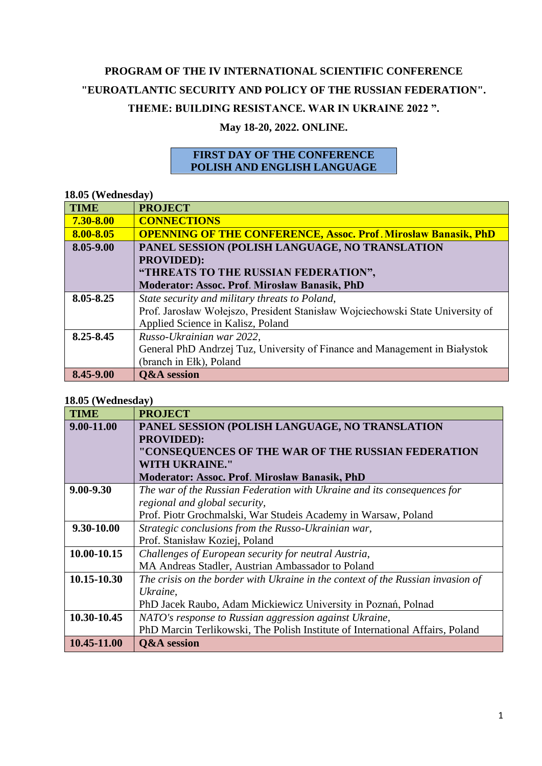**PROGRAM OF THE IV INTERNATIONAL SCIENTIFIC CONFERENCE**

**"EUROATLANTIC SECURITY AND POLICY OF THE RUSSIAN FEDERATION".**

**THEME: BUILDING RESISTANCE. WAR IN UKRAINE 2022 ".**

**May 18-20, 2022. ONLINE.**

**FIRST DAY OF THE CONFERENCE**
**POLISH AND ENGLISH LANGUAGE**

**18.05 (Wednesday)**

| TIME | PROJECT |
|---|---|
| **7.30-8.00** | **CONNECTIONS** |
| **8.00-8.05** | **OPENNING OF THE CONFERENCE, Assoc. Prof. Mirosław Banasik, PhD** |
| **8.05-9.00** | **PANEL SESSION (POLISH LANGUAGE, NO TRANSLATION PROVIDED): "THREATS TO THE RUSSIAN FEDERATION", Moderator: Assoc. Prof. Mirosław Banasik, PhD** |
| **8.05-8.25** | *State security and military threats to Poland,* Prof. Jarosław Wołejszo, President Stanisław Wojciechowski State University of Applied Science in Kalisz, Poland |
| **8.25-8.45** | *Russo-Ukrainian war 2022,* General PhD Andrzej Tuz, University of Finance and Management in Białystok (branch in Ełk), Poland |
| **8.45-9.00** | **Q&A session** |

**18.05 (Wednesday)**

| TIME | PROJECT |
|---|---|
| **9.00-11.00** | **PANEL SESSION (POLISH LANGUAGE, NO TRANSLATION PROVIDED): "CONSEQUENCES OF THE WAR OF THE RUSSIAN FEDERATION WITH UKRAINE." Moderator: Assoc. Prof. Mirosław Banasik, PhD** |
| **9.00-9.30** | *The war of the Russian Federation with Ukraine and its consequences for regional and global security,* Prof. Piotr Grochmalski, War Studeis Academy in Warsaw, Poland |
| **9.30-10.00** | *Strategic conclusions from the Russo-Ukrainian war,* Prof. Stanisław Koziej, Poland |
| **10.00-10.15** | *Challenges of European security for neutral Austria,* MA Andreas Stadler, Austrian Ambassador to Poland |
| **10.15-10.30** | *The crisis on the border with Ukraine in the context of the Russian invasion of Ukraine,* PhD Jacek Raubo, Adam Mickiewicz University in Poznań, Polnad |
| **10.30-10.45** | *NATO's response to Russian aggression against Ukraine,* PhD Marcin Terlikowski, The Polish Institute of International Affairs, Poland |
| **10.45-11.00** | **Q&A session** |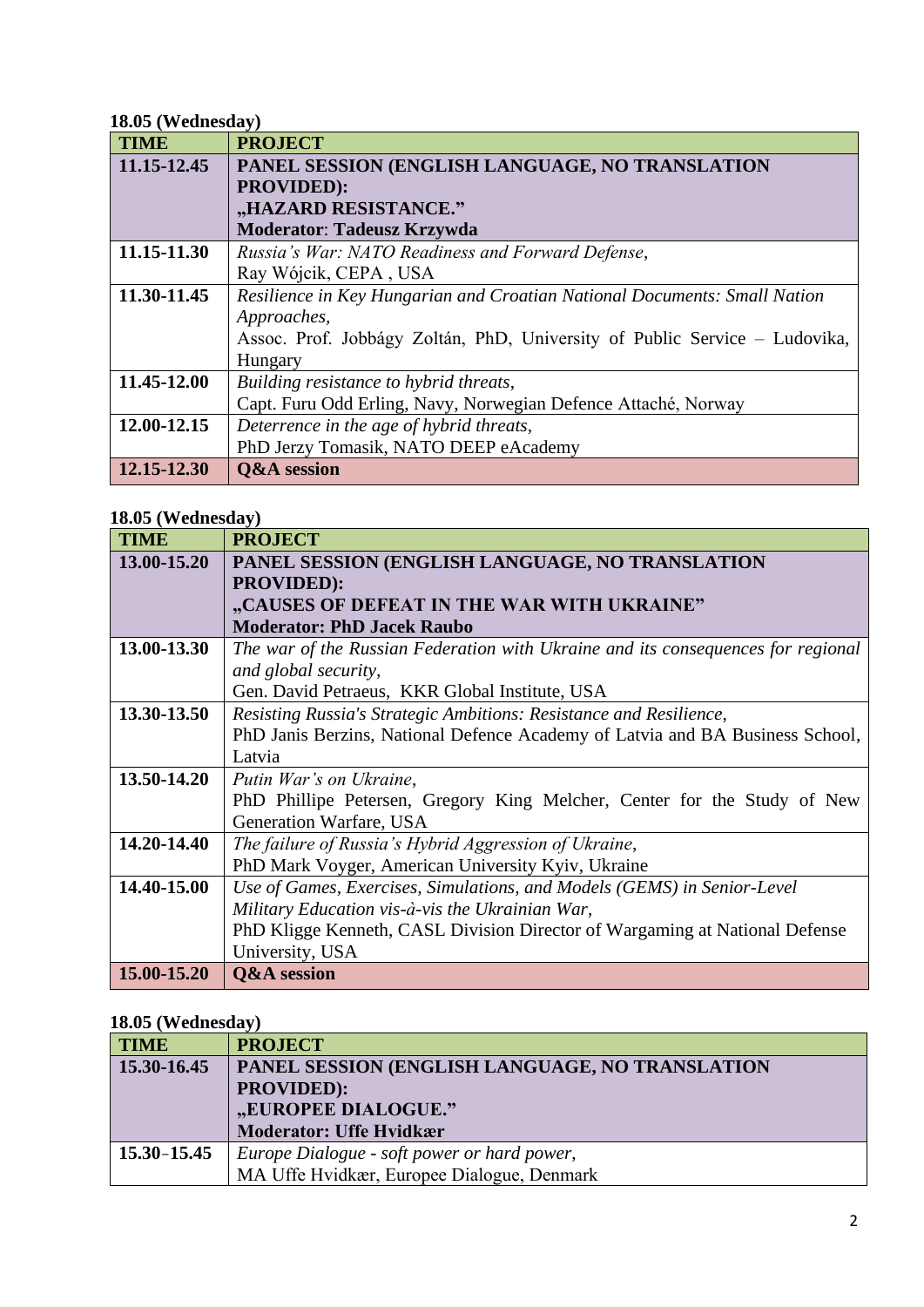**18.05 (Wednesday)**

| TIME | PROJECT |
|---|---|
| **11.15-12.45** | **PANEL SESSION (ENGLISH LANGUAGE, NO TRANSLATION PROVIDED): „HAZARD RESISTANCE." Moderator: Tadeusz Krzywda** |
| **11.15-11.30** | *Russia's War: NATO Readiness and Forward Defense*, Ray Wójcik, CEPA , USA |
| **11.30-11.45** | *Resilience in Key Hungarian and Croatian National Documents: Small Nation Approaches*, Assoc. Prof. Jobbágy Zoltán, PhD, University of Public Service – Ludovika, Hungary |
| **11.45-12.00** | *Building resistance to hybrid threats*, Capt. Furu Odd Erling, Navy, Norwegian Defence Attaché, Norway |
| **12.00-12.15** | *Deterrence in the age of hybrid threats*, PhD Jerzy Tomasik, NATO DEEP eAcademy |
| **12.15-12.30** | **Q&A session** |

**18.05 (Wednesday)**

| TIME | PROJECT |
|---|---|
| **13.00-15.20** | **PANEL SESSION (ENGLISH LANGUAGE, NO TRANSLATION PROVIDED): „CAUSES OF DEFEAT IN THE WAR WITH UKRAINE" Moderator: PhD Jacek Raubo** |
| **13.00-13.30** | *The war of the Russian Federation with Ukraine and its consequences for regional and global security*, Gen. David Petraeus, KKR Global Institute, USA |
| **13.30-13.50** | *Resisting Russia's Strategic Ambitions: Resistance and Resilience*, PhD Janis Berzins, National Defence Academy of Latvia and BA Business School, Latvia |
| **13.50-14.20** | *Putin War's on Ukraine*, PhD Phillipe Petersen, Gregory King Melcher, Center for the Study of New Generation Warfare, USA |
| **14.20-14.40** | *The failure of Russia's Hybrid Aggression of Ukraine*, PhD Mark Voyger, American University Kyiv, Ukraine |
| **14.40-15.00** | *Use of Games, Exercises, Simulations, and Models (GEMS) in Senior-Level Military Education vis-à-vis the Ukrainian War*, PhD Kligge Kenneth, CASL Division Director of Wargaming at National Defense University, USA |
| **15.00-15.20** | **Q&A session** |

**18.05 (Wednesday)**

| TIME | PROJECT |
|---|---|
| **15.30-16.45** | **PANEL SESSION (ENGLISH LANGUAGE, NO TRANSLATION PROVIDED): „EUROPEE DIALOGUE." Moderator: Uffe Hvidkær** |
| **15.30–15.45** | *Europe Dialogue - soft power or hard power*, MA Uffe Hvidkær, Europee Dialogue, Denmark |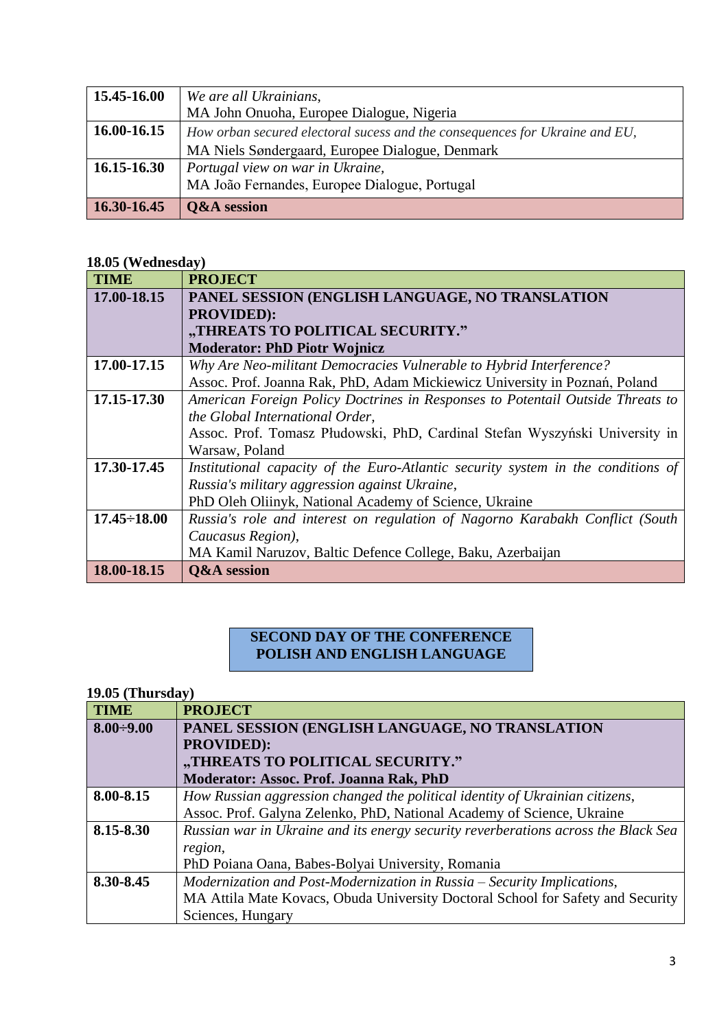| | |
|---|---|
| **15.45-16.00** | *We are all Ukrainians,*<br>MA John Onuoha, Europee Dialogue, Nigeria |
| **16.00-16.15** | *How orban secured electoral sucess and the consequences for Ukraine and EU,*<br>MA Niels Søndergaard, Europee Dialogue, Denmark |
| **16.15-16.30** | *Portugal view on war in Ukraine,*<br>MA João Fernandes, Europee Dialogue, Portugal |
| **16.30-16.45** | **Q&A session** |

**18.05 (Wednesday)**

| **TIME** | **PROJECT** |
|---|---|
| **17.00-18.15** | **PANEL SESSION (ENGLISH LANGUAGE, NO TRANSLATION PROVIDED):**<br>**„THREATS TO POLITICAL SECURITY."**<br>**Moderator: PhD Piotr Wojnicz** |
| **17.00-17.15** | *Why Are Neo-militant Democracies Vulnerable to Hybrid Interference?*<br>Assoc. Prof. Joanna Rak, PhD, Adam Mickiewicz University in Poznań, Poland |
| **17.15-17.30** | *American Foreign Policy Doctrines in Responses to Potentail Outside Threats to the Global International Order,*<br>Assoc. Prof. Tomasz Płudowski, PhD, Cardinal Stefan Wyszyński University in Warsaw, Poland |
| **17.30-17.45** | *Institutional capacity of the Euro-Atlantic security system in the conditions of Russia's military aggression against Ukraine,*<br>PhD Oleh Oliinyk, National Academy of Science, Ukraine |
| **17.45÷18.00** | *Russia's role and interest on regulation of Nagorno Karabakh Conflict (South Caucasus Region),*<br>MA Kamil Naruzov, Baltic Defence College, Baku, Azerbaijan |
| **18.00-18.15** | **Q&A session** |

**SECOND DAY OF THE CONFERENCE**
**POLISH AND ENGLISH LANGUAGE**

**19.05 (Thursday)**

| **TIME** | **PROJECT** |
|---|---|
| **8.00÷9.00** | **PANEL SESSION (ENGLISH LANGUAGE, NO TRANSLATION PROVIDED):**<br>**„THREATS TO POLITICAL SECURITY."**<br>**Moderator: Assoc. Prof. Joanna Rak, PhD** |
| **8.00-8.15** | *How Russian aggression changed the political identity of Ukrainian citizens,*<br>Assoc. Prof. Galyna Zelenko, PhD, National Academy of Science, Ukraine |
| **8.15-8.30** | *Russian war in Ukraine and its energy security reverberations across the Black Sea region,*<br>PhD Poiana Oana, Babes-Bolyai University, Romania |
| **8.30-8.45** | *Modernization and Post-Modernization in Russia – Security Implications,*<br>MA Attila Mate Kovacs, Obuda University Doctoral School for Safety and Security Sciences, Hungary |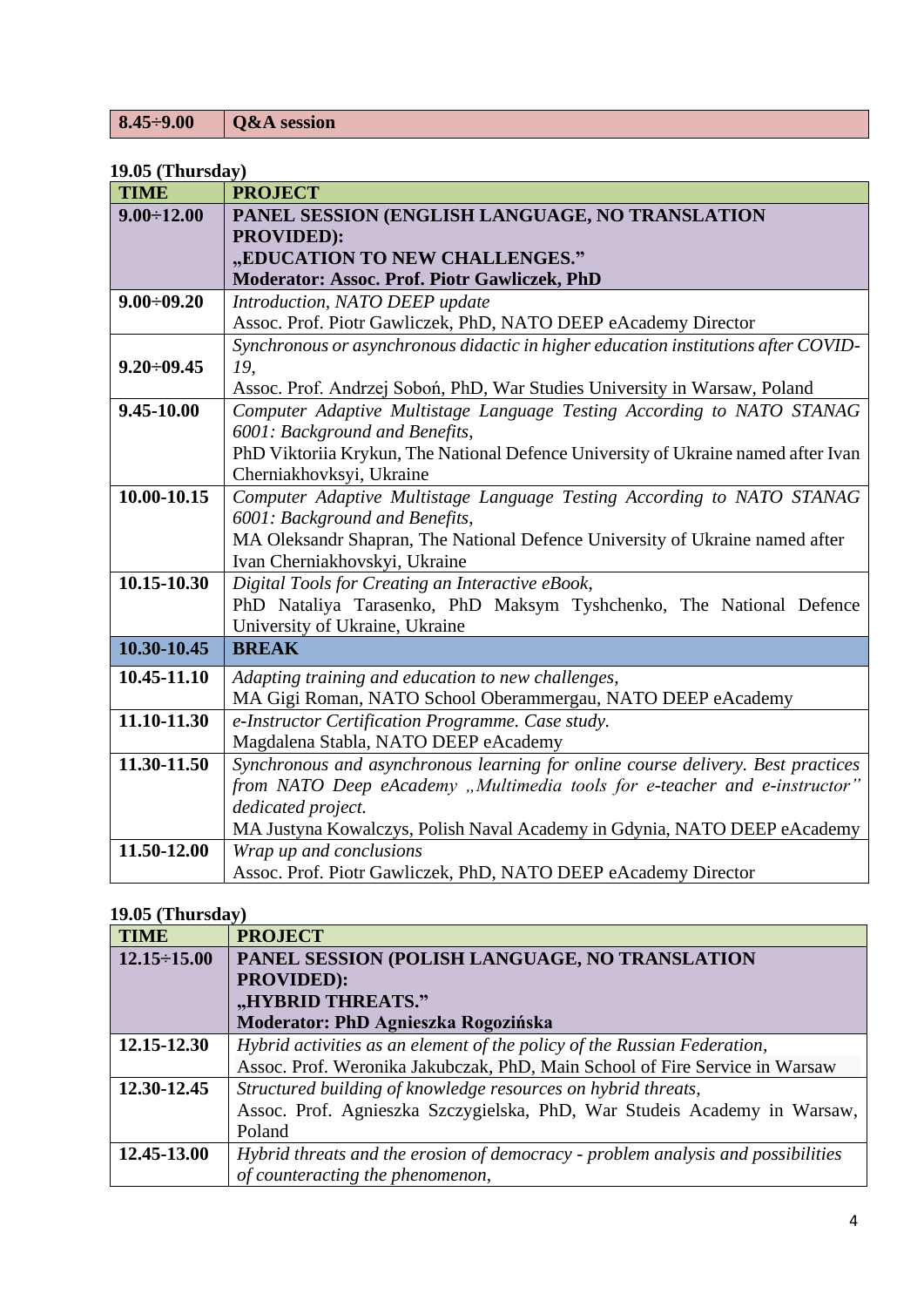| 8.45÷9.00 | **Q&A session** |
|---|---|

**19.05 (Thursday)**

| TIME | PROJECT |
|---|---|
| **9.00÷12.00** | **PANEL SESSION (ENGLISH LANGUAGE, NO TRANSLATION PROVIDED): „EDUCATION TO NEW CHALLENGES." Moderator: Assoc. Prof. Piotr Gawliczek, PhD** |
| **9.00÷09.20** | *Introduction, NATO DEEP update* Assoc. Prof. Piotr Gawliczek, PhD, NATO DEEP eAcademy Director |
| **9.20÷09.45** | *Synchronous or asynchronous didactic in higher education institutions after COVID-19,* Assoc. Prof. Andrzej Soboń, PhD, War Studies University in Warsaw, Poland |
| **9.45-10.00** | *Computer Adaptive Multistage Language Testing According to NATO STANAG 6001: Background and Benefits,* PhD Viktoriia Krykun, The National Defence University of Ukraine named after Ivan Cherniakhovksyi, Ukraine |
| **10.00-10.15** | *Computer Adaptive Multistage Language Testing According to NATO STANAG 6001: Background and Benefits,* MA Oleksandr Shapran, The National Defence University of Ukraine named after Ivan Cherniakhovskyi, Ukraine |
| **10.15-10.30** | *Digital Tools for Creating an Interactive eBook,* PhD Nataliya Tarasenko, PhD Maksym Tyshchenko, The National Defence University of Ukraine, Ukraine |
| **10.30-10.45** | **BREAK** |
| **10.45-11.10** | *Adapting training and education to new challenges,* MA Gigi Roman, NATO School Oberammergau, NATO DEEP eAcademy |
| **11.10-11.30** | *e-Instructor Certification Programme. Case study.* Magdalena Stabla, NATO DEEP eAcademy |
| **11.30-11.50** | *Synchronous and asynchronous learning for online course delivery. Best practices from NATO Deep eAcademy „Multimedia tools for e-teacher and e-instructor" dedicated project.* MA Justyna Kowalczys, Polish Naval Academy in Gdynia, NATO DEEP eAcademy |
| **11.50-12.00** | *Wrap up and conclusions* Assoc. Prof. Piotr Gawliczek, PhD, NATO DEEP eAcademy Director |

**19.05 (Thursday)**

| TIME | PROJECT |
|---|---|
| **12.15÷15.00** | **PANEL SESSION (POLISH LANGUAGE, NO TRANSLATION PROVIDED): „HYBRID THREATS." Moderator: PhD Agnieszka Rogozińska** |
| **12.15-12.30** | *Hybrid activities as an element of the policy of the Russian Federation,* Assoc. Prof. Weronika Jakubczak, PhD, Main School of Fire Service in Warsaw |
| **12.30-12.45** | *Structured building of knowledge resources on hybrid threats,* Assoc. Prof. Agnieszka Szczygielska, PhD, War Studeis Academy in Warsaw, Poland |
| **12.45-13.00** | *Hybrid threats and the erosion of democracy - problem analysis and possibilities of counteracting the phenomenon,* |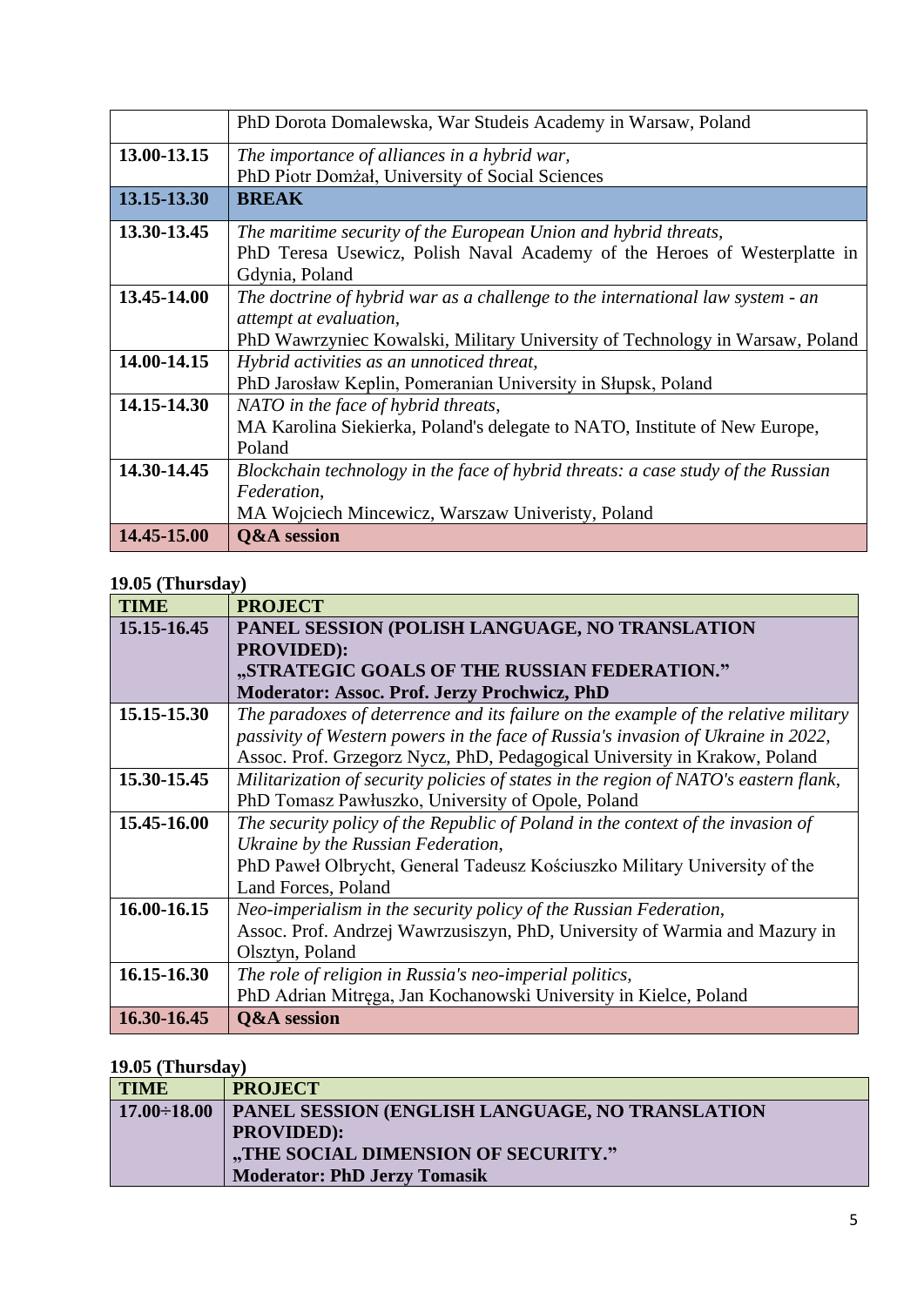| | |
|---|---|
| | PhD Dorota Domalewska, War Studeis Academy in Warsaw, Poland |
| **13.00-13.15** | *The importance of alliances in a hybrid war*, PhD Piotr Domżał, University of Social Sciences |
| **13.15-13.30** | **BREAK** |
| **13.30-13.45** | *The maritime security of the European Union and hybrid threats*, PhD Teresa Usewicz, Polish Naval Academy of the Heroes of Westerplatte in Gdynia, Poland |
| **13.45-14.00** | *The doctrine of hybrid war as a challenge to the international law system - an attempt at evaluation*, PhD Wawrzyniec Kowalski, Military University of Technology in Warsaw, Poland |
| **14.00-14.15** | *Hybrid activities as an unnoticed threat*, PhD Jarosław Keplin, Pomeranian University in Słupsk, Poland |
| **14.15-14.30** | *NATO in the face of hybrid threats*, MA Karolina Siekierka, Poland's delegate to NATO, Institute of New Europe, Poland |
| **14.30-14.45** | *Blockchain technology in the face of hybrid threats: a case study of the Russian Federation*, MA Wojciech Mincewicz, Warszaw Univeristy, Poland |
| **14.45-15.00** | **Q&A session** |

**19.05 (Thursday)**

| **TIME** | **PROJECT** |
|---|---|
| **15.15-16.45** | **PANEL SESSION (POLISH LANGUAGE, NO TRANSLATION PROVIDED): „STRATEGIC GOALS OF THE RUSSIAN FEDERATION." Moderator: Assoc. Prof. Jerzy Prochwicz, PhD** |
| **15.15-15.30** | *The paradoxes of deterrence and its failure on the example of the relative military passivity of Western powers in the face of Russia's invasion of Ukraine in 2022*, Assoc. Prof. Grzegorz Nycz, PhD, Pedagogical University in Krakow, Poland |
| **15.30-15.45** | *Militarization of security policies of states in the region of NATO's eastern flank*, PhD Tomasz Pawłuszko, University of Opole, Poland |
| **15.45-16.00** | *The security policy of the Republic of Poland in the context of the invasion of Ukraine by the Russian Federation*, PhD Paweł Olbrycht, General Tadeusz Kościuszko Military University of the Land Forces, Poland |
| **16.00-16.15** | *Neo-imperialism in the security policy of the Russian Federation*, Assoc. Prof. Andrzej Wawrzusiszyn, PhD, University of Warmia and Mazury in Olsztyn, Poland |
| **16.15-16.30** | *The role of religion in Russia's neo-imperial politics*, PhD Adrian Mitręga, Jan Kochanowski University in Kielce, Poland |
| **16.30-16.45** | **Q&A session** |

**19.05 (Thursday)**

| **TIME** | **PROJECT** |
|---|---|
| **17.00÷18.00** | **PANEL SESSION (ENGLISH LANGUAGE, NO TRANSLATION PROVIDED): „THE SOCIAL DIMENSION OF SECURITY." Moderator: PhD Jerzy Tomasik** |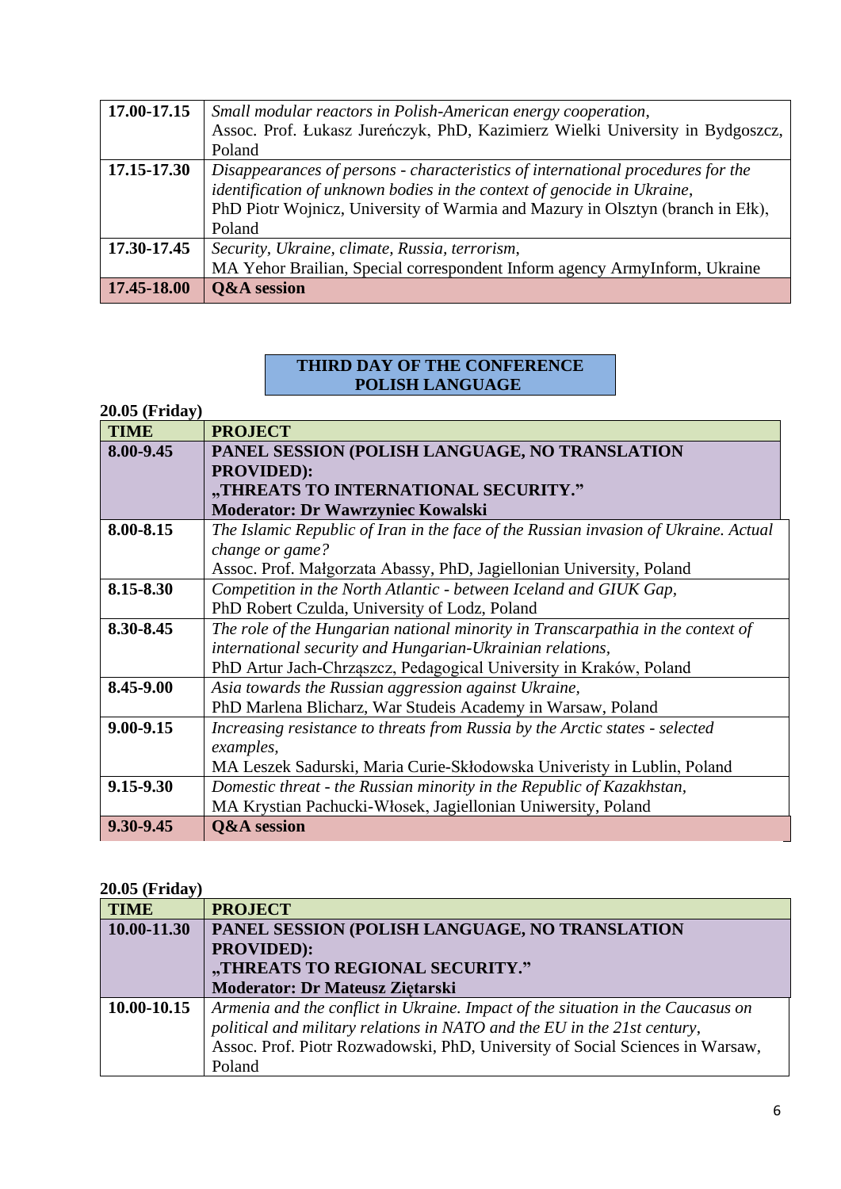| | |
|---|---|
| **17.00-17.15** | *Small modular reactors in Polish-American energy cooperation*,<br>Assoc. Prof. Łukasz Jureńczyk, PhD, Kazimierz Wielki University in Bydgoszcz, Poland |
| **17.15-17.30** | *Disappearances of persons - characteristics of international procedures for the identification of unknown bodies in the context of genocide in Ukraine*,<br>PhD Piotr Wojnicz, University of Warmia and Mazury in Olsztyn (branch in Ełk), Poland |
| **17.30-17.45** | *Security, Ukraine, climate, Russia, terrorism*,<br>MA Yehor Brailian, Special correspondent Inform agency ArmyInform, Ukraine |
| **17.45-18.00** | **Q&A session** |

**THIRD DAY OF THE CONFERENCE**
**POLISH LANGUAGE**

**20.05 (Friday)**

| TIME | PROJECT |
|---|---|
| **8.00-9.45** | **PANEL SESSION (POLISH LANGUAGE, NO TRANSLATION PROVIDED):**<br>**„THREATS TO INTERNATIONAL SECURITY."**<br>**Moderator: Dr Wawrzyniec Kowalski** |
| **8.00-8.15** | *The Islamic Republic of Iran in the face of the Russian invasion of Ukraine. Actual change or game?*<br>Assoc. Prof. Małgorzata Abassy, PhD, Jagiellonian University, Poland |
| **8.15-8.30** | *Competition in the North Atlantic - between Iceland and GIUK Gap*,<br>PhD Robert Czulda, University of Lodz, Poland |
| **8.30-8.45** | *The role of the Hungarian national minority in Transcarpathia in the context of international security and Hungarian-Ukrainian relations*,<br>PhD Artur Jach-Chrząszcz, Pedagogical University in Kraków, Poland |
| **8.45-9.00** | *Asia towards the Russian aggression against Ukraine*,<br>PhD Marlena Blicharz, War Studeis Academy in Warsaw, Poland |
| **9.00-9.15** | *Increasing resistance to threats from Russia by the Arctic states - selected examples*,<br>MA Leszek Sadurski, Maria Curie-Skłodowska Univeristy in Lublin, Poland |
| **9.15-9.30** | *Domestic threat - the Russian minority in the Republic of Kazakhstan*,<br>MA Krystian Pachucki-Włosek, Jagiellonian Uniwersity, Poland |
| **9.30-9.45** | **Q&A session** |

**20.05 (Friday)**

| TIME | PROJECT |
|---|---|
| **10.00-11.30** | **PANEL SESSION (POLISH LANGUAGE, NO TRANSLATION PROVIDED):**<br>**„THREATS TO REGIONAL SECURITY."**<br>**Moderator: Dr Mateusz Ziętarski** |
| **10.00-10.15** | *Armenia and the conflict in Ukraine. Impact of the situation in the Caucasus on political and military relations in NATO and the EU in the 21st century*,<br>Assoc. Prof. Piotr Rozwadowski, PhD, University of Social Sciences in Warsaw, Poland |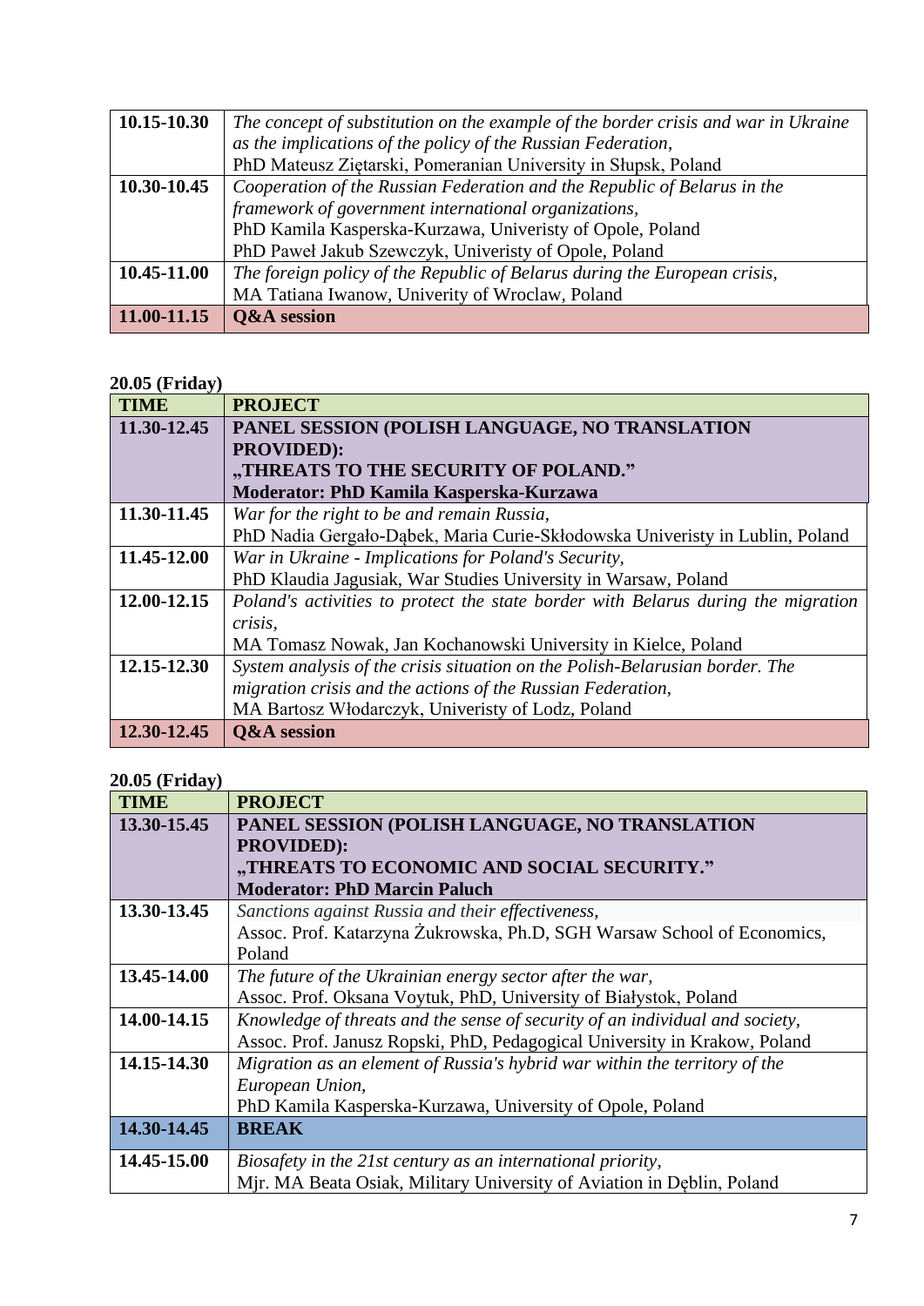| | |
|---|---|
| **10.15-10.30** | *The concept of substitution on the example of the border crisis and war in Ukraine as the implications of the policy of the Russian Federation*, PhD Mateusz Ziętarski, Pomeranian University in Słupsk, Poland |
| **10.30-10.45** | *Cooperation of the Russian Federation and the Republic of Belarus in the framework of government international organizations,* PhD Kamila Kasperska-Kurzawa, Univeristy of Opole, Poland PhD Paweł Jakub Szewczyk, Univeristy of Opole, Poland |
| **10.45-11.00** | *The foreign policy of the Republic of Belarus during the European crisis,* MA Tatiana Iwanow, Univerity of Wroclaw, Poland |
| **11.00-11.15** | **Q&A session** |

**20.05 (Friday)**

| **TIME** | **PROJECT** |
|---|---|
| **11.30-12.45** | **PANEL SESSION (POLISH LANGUAGE, NO TRANSLATION PROVIDED): „THREATS TO THE SECURITY OF POLAND." Moderator: PhD Kamila Kasperska-Kurzawa** |
| **11.30-11.45** | *War for the right to be and remain Russia,* PhD Nadia Gergało-Dąbek, Maria Curie-Skłodowska Univeristy in Lublin, Poland |
| **11.45-12.00** | *War in Ukraine - Implications for Poland's Security,* PhD Klaudia Jagusiak, War Studies University in Warsaw, Poland |
| **12.00-12.15** | *Poland's activities to protect the state border with Belarus during the migration crisis,* MA Tomasz Nowak, Jan Kochanowski University in Kielce, Poland |
| **12.15-12.30** | *System analysis of the crisis situation on the Polish-Belarusian border. The migration crisis and the actions of the Russian Federation,* MA Bartosz Włodarczyk, Univeristy of Lodz, Poland |
| **12.30-12.45** | **Q&A session** |

**20.05 (Friday)**

| **TIME** | **PROJECT** |
|---|---|
| **13.30-15.45** | **PANEL SESSION (POLISH LANGUAGE, NO TRANSLATION PROVIDED): „THREATS TO ECONOMIC AND SOCIAL SECURITY." Moderator: PhD Marcin Paluch** |
| **13.30-13.45** | *Sanctions against Russia and their effectiveness*, Assoc. Prof. Katarzyna Żukrowska, Ph.D, SGH Warsaw School of Economics, Poland |
| **13.45-14.00** | *The future of the Ukrainian energy sector after the war,* Assoc. Prof. Oksana Voytuk, PhD, University of Białystok, Poland |
| **14.00-14.15** | *Knowledge of threats and the sense of security of an individual and society,* Assoc. Prof. Janusz Ropski, PhD, Pedagogical University in Krakow, Poland |
| **14.15-14.30** | *Migration as an element of Russia's hybrid war within the territory of the European Union,* PhD Kamila Kasperska-Kurzawa, University of Opole, Poland |
| **14.30-14.45** | **BREAK** |
| **14.45-15.00** | *Biosafety in the 21st century as an international priority*, Mjr. MA Beata Osiak, Military University of Aviation in Dęblin, Poland |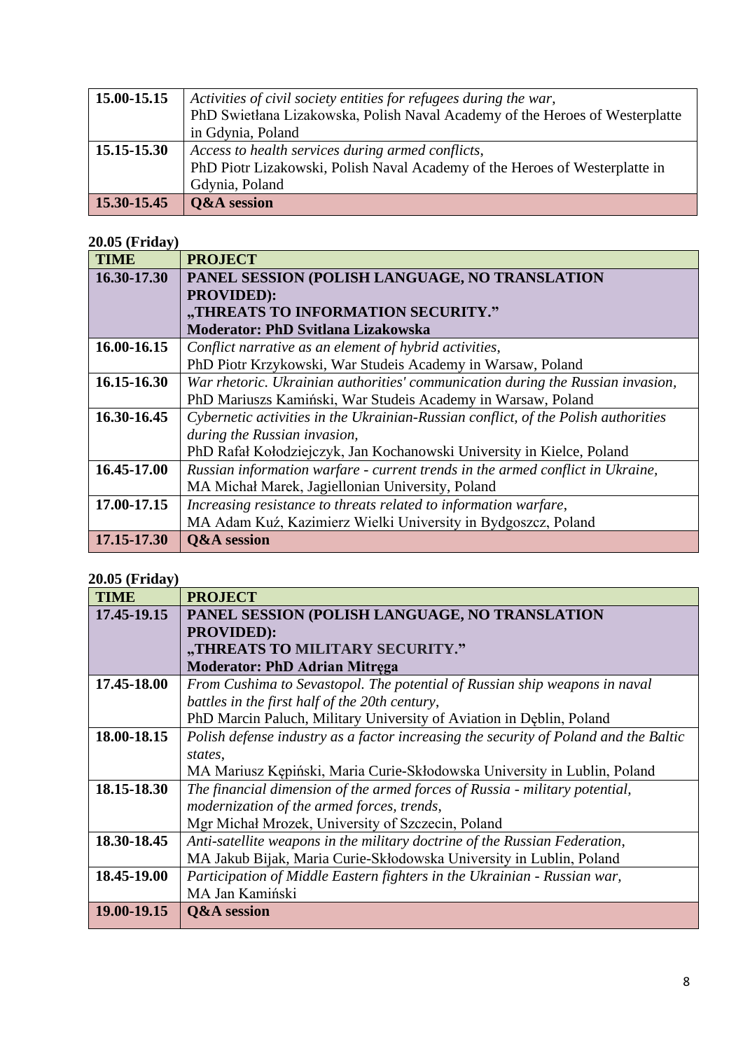| | |
|---|---|
| **15.00-15.15** | *Activities of civil society entities for refugees during the war*, PhD Swietłana Lizakowska, Polish Naval Academy of the Heroes of Westerplatte in Gdynia, Poland |
| **15.15-15.30** | *Access to health services during armed conflicts*, PhD Piotr Lizakowski, Polish Naval Academy of the Heroes of Westerplatte in Gdynia, Poland |
| **15.30-15.45** | **Q&A session** |

**20.05 (Friday)**

| TIME | PROJECT |
|---|---|
| **16.30-17.30** | **PANEL SESSION (POLISH LANGUAGE, NO TRANSLATION PROVIDED): „THREATS TO INFORMATION SECURITY." Moderator: PhD Svitlana Lizakowska** |
| **16.00-16.15** | *Conflict narrative as an element of hybrid activities*, PhD Piotr Krzykowski, War Studeis Academy in Warsaw, Poland |
| **16.15-16.30** | *War rhetoric. Ukrainian authorities' communication during the Russian invasion*, PhD Mariuszs Kamiński, War Studeis Academy in Warsaw, Poland |
| **16.30-16.45** | *Cybernetic activities in the Ukrainian-Russian conflict, of the Polish authorities during the Russian invasion*, PhD Rafał Kołodziejczyk, Jan Kochanowski University in Kielce, Poland |
| **16.45-17.00** | *Russian information warfare - current trends in the armed conflict in Ukraine*, MA Michał Marek, Jagiellonian University, Poland |
| **17.00-17.15** | *Increasing resistance to threats related to information warfare*, MA Adam Kuź, Kazimierz Wielki University in Bydgoszcz, Poland |
| **17.15-17.30** | **Q&A session** |

**20.05 (Friday)**

| TIME | PROJECT |
|---|---|
| **17.45-19.15** | **PANEL SESSION (POLISH LANGUAGE, NO TRANSLATION PROVIDED): „THREATS TO MILITARY SECURITY." Moderator: PhD Adrian Mitręga** |
| **17.45-18.00** | *From Cushima to Sevastopol. The potential of Russian ship weapons in naval battles in the first half of the 20th century*, PhD Marcin Paluch, Military University of Aviation in Dęblin, Poland |
| **18.00-18.15** | *Polish defense industry as a factor increasing the security of Poland and the Baltic states*, MA Mariusz Kępiński, Maria Curie-Skłodowska University in Lublin, Poland |
| **18.15-18.30** | *The financial dimension of the armed forces of Russia - military potential, modernization of the armed forces, trends*, Mgr Michał Mrozek, University of Szczecin, Poland |
| **18.30-18.45** | *Anti-satellite weapons in the military doctrine of the Russian Federation*, MA Jakub Bijak, Maria Curie-Skłodowska University in Lublin, Poland |
| **18.45-19.00** | *Participation of Middle Eastern fighters in the Ukrainian - Russian war*, MA Jan Kamiński |
| **19.00-19.15** | **Q&A session** |